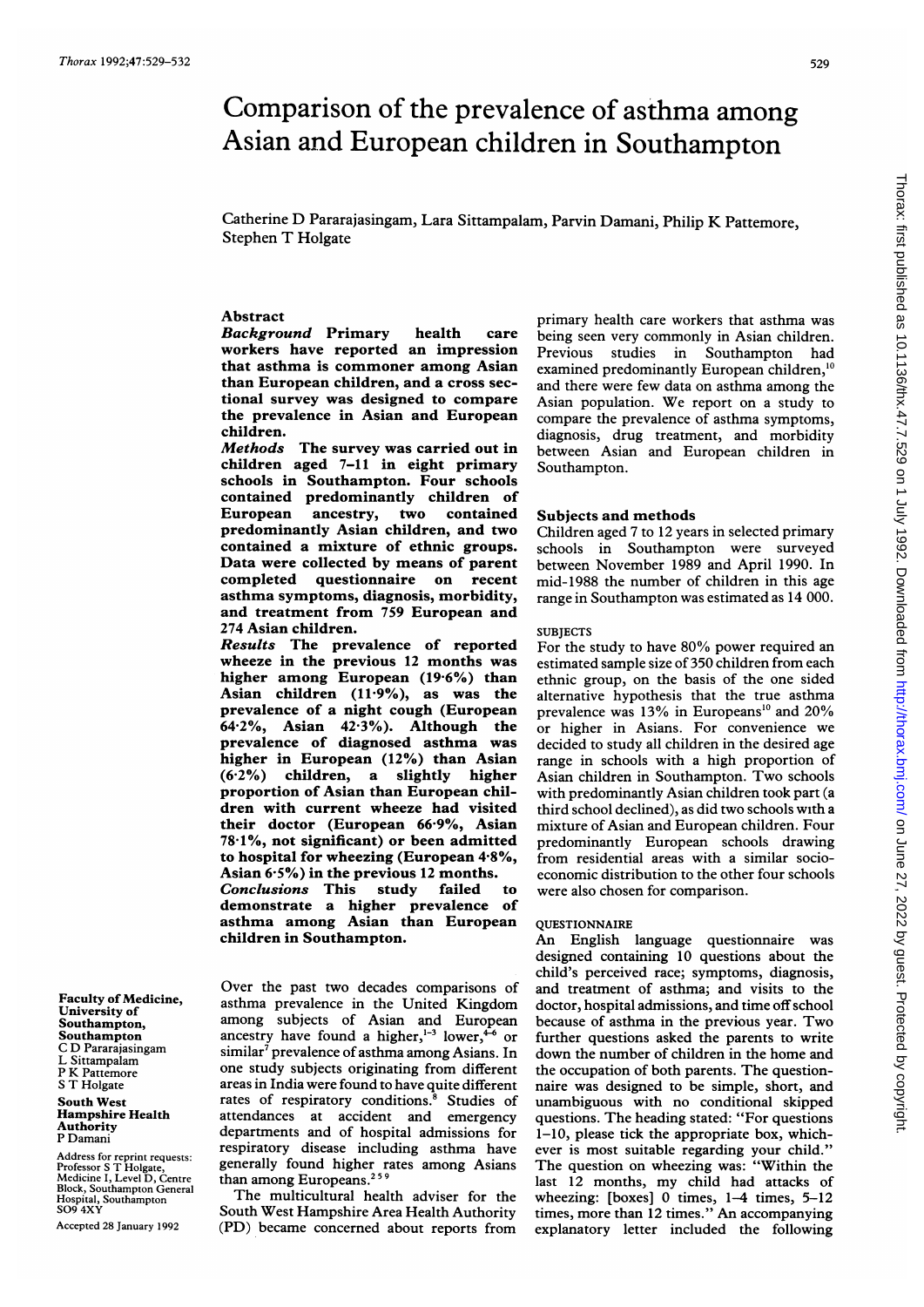# Comparison of the prevalence of asthma among Asian and European children in Southampton

Catherine D Pararajasingam, Lara Sittampalam, Parvin Damani, Philip K Pattemore, Stephen T Holgate

## Abstract

***Background*** Primary health care workers have reported an impression that asthma is commoner among Asian than European children, and a cross sectional survey was designed to compare the prevalence in Asian and European children.

***Methods*** The survey was carried out in children aged 7–11 in eight primary schools in Southampton. Four schools contained predominantly children of European ancestry, two contained predominantly Asian children, and two contained a mixture of ethnic groups. Data were collected by means of parent completed questionnaire on recent asthma symptoms, diagnosis, morbidity, and treatment from 759 European and 274 Asian children.

***Results*** The prevalence of reported wheeze in the previous 12 months was higher among European (19·6%) than Asian children (11·9%), as was the prevalence of a night cough (European 64·2%, Asian 42·3%). Although the prevalence of diagnosed asthma was higher in European (12%) than Asian (6·2%) children, a slightly higher proportion of Asian than European children with current wheeze had visited their doctor (European 66·9%, Asian 78·1%, not significant) or been admitted to hospital for wheezing (European 4·8%, Asian 6·5%) in the previous 12 months.

***Conclusions*** This study failed to demonstrate a higher prevalence of asthma among Asian than European children in Southampton.

**Faculty of Medicine, University of Southampton, Southampton**
C D Pararajasingam
L Sittampalam
P K Pattemore
S T Holgate

**South West Hampshire Health Authority**
P Damani

Address for reprint requests: Professor S T Holgate, Medicine I, Level D, Centre Block, Southampton General Hospital, Southampton SO9 4XY

Accepted 28 January 1992

Over the past two decades comparisons of asthma prevalence in the United Kingdom among subjects of Asian and European ancestry have found a higher,[1-3] lower,[4-6] or similar[7] prevalence of asthma among Asians. In one study subjects originating from different areas in India were found to have quite different rates of respiratory conditions.[8] Studies of attendances at accident and emergency departments and of hospital admissions for respiratory disease including asthma have generally found higher rates among Asians than among Europeans.[2,5,9]

The multicultural health adviser for the South West Hampshire Area Health Authority (PD) became concerned about reports from primary health care workers that asthma was being seen very commonly in Asian children. Previous studies in Southampton had examined predominantly European children,[10] and there were few data on asthma among the Asian population. We report on a study to compare the prevalence of asthma symptoms, diagnosis, drug treatment, and morbidity between Asian and European children in Southampton.

## Subjects and methods

Children aged 7 to 12 years in selected primary schools in Southampton were surveyed between November 1989 and April 1990. In mid-1988 the number of children in this age range in Southampton was estimated as 14 000.

### SUBJECTS

For the study to have 80% power required an estimated sample size of 350 children from each ethnic group, on the basis of the one sided alternative hypothesis that the true asthma prevalence was 13% in Europeans[10] and 20% or higher in Asians. For convenience we decided to study all children in the desired age range in schools with a high proportion of Asian children in Southampton. Two schools with predominantly Asian children took part (a third school declined), as did two schools with a mixture of Asian and European children. Four predominantly European schools drawing from residential areas with a similar socio-economic distribution to the other four schools were also chosen for comparison.

### QUESTIONNAIRE

An English language questionnaire was designed containing 10 questions about the child's perceived race; symptoms, diagnosis, and treatment of asthma; and visits to the doctor, hospital admissions, and time off school because of asthma in the previous year. Two further questions asked the parents to write down the number of children in the home and the occupation of both parents. The questionnaire was designed to be simple, short, and unambiguous with no conditional skipped questions. The heading stated: "For questions 1–10, please tick the appropriate box, whichever is most suitable regarding your child." The question on wheezing was: "Within the last 12 months, my child had attacks of wheezing: [boxes] 0 times, 1–4 times, 5–12 times, more than 12 times." An accompanying explanatory letter included the following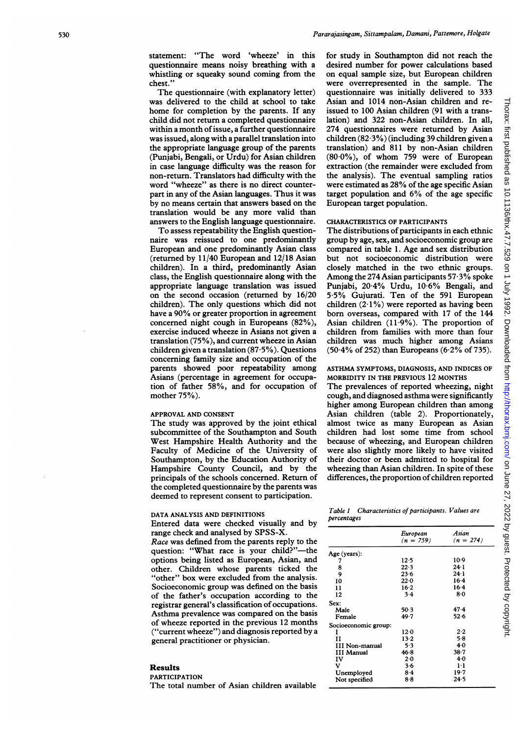statement: "The word 'wheeze' in this questionnaire means noisy breathing with a whistling or squeaky sound coming from the chest."

The questionnaire (with explanatory letter) was delivered to the child at school to take home for completion by the parents. If any child did not return a completed questionnaire within a month of issue, a further questionnaire was issued, along with a parallel translation into the appropriate language group of the parents (Punjabi, Bengali, or Urdu) for Asian children in case language difficulty was the reason for non-return. Translators had difficulty with the word "wheeze" as there is no direct counterpart in any of the Asian languages. Thus it was by no means certain that answers based on the translation would be any more valid than answers to the English language questionnaire.

To assess repeatability the English questionnaire was reissued to one predominantly European and one predominantly Asian class (returned by 11/40 European and 12/18 Asian children). In a third, predominantly Asian class, the English questionnaire along with the appropriate language translation was issued on the second occasion (returned by 16/20 children). The only questions which did not have a 90% or greater proportion in agreement concerned night cough in Europeans (82%), exercise induced wheeze in Asians not given a translation (75%), and current wheeze in Asian children given a translation (87·5%). Questions concerning family size and occupation of the parents showed poor repeatability among Asians (percentage in agreement for occupation of father 58%, and for occupation of mother 75%).

### APPROVAL AND CONSENT

The study was approved by the joint ethical subcommittee of the Southampton and South West Hampshire Health Authority and the Faculty of Medicine of the University of Southampton, by the Education Authority of Hampshire County Council, and by the principals of the schools concerned. Return of the completed questionnaire by the parents was deemed to represent consent to participation.

### DATA ANALYSIS AND DEFINITIONS

Entered data were checked visually and by range check and analysed by SPSS-X.

*Race* was defined from the parents reply to the question: "What race is your child?"—the options being listed as European, Asian, and other. Children whose parents ticked the "other" box were excluded from the analysis. Socioeconomic group was defined on the basis of the father's occupation according to the registrar general's classification of occupations. Asthma prevalence was compared on the basis of wheeze reported in the previous 12 months ("current wheeze") and diagnosis reported by a general practitioner or physician.

## Results

### PARTICIPATION

The total number of Asian children available for study in Southampton did not reach the desired number for power calculations based on equal sample size, but European children were overrepresented in the sample. The questionnaire was initially delivered to 333 Asian and 1014 non-Asian children and reissued to 100 Asian children (91 with a translation) and 322 non-Asian children. In all, 274 questionnaires were returned by Asian children (82·3%) (including 39 children given a translation) and 811 by non-Asian children (80·0%), of whom 759 were of European extraction (the remainder were excluded from the analysis). The eventual sampling ratios were estimated as 28% of the age specific Asian target population and 6% of the age specific European target population.

### CHARACTERISTICS OF PARTICIPANTS

The distributions of participants in each ethnic group by age, sex, and socioeconomic group are compared in table 1. Age and sex distribution but not socioeconomic distribution were closely matched in the two ethnic groups. Among the 274 Asian participants 57·3% spoke Punjabi, 20·4% Urdu, 10·6% Bengali, and 5·5% Gujurati. Ten of the 591 European children (2·1%) were reported as having been born overseas, compared with 17 of the 144 Asian children (11·9%). The proportion of children from families with more than four children was much higher among Asians (50·4% of 252) than Europeans (6·2% of 735).

### ASTHMA SYMPTOMS, DIAGNOSIS, AND INDICES OF MORBIDITY IN THE PREVIOUS 12 MONTHS

The prevalences of reported wheezing, night cough, and diagnosed asthma were significantly higher among European children than among Asian children (table 2). Proportionately, almost twice as many European as Asian children had lost some time from school because of wheezing, and European children were also slightly more likely to have visited their doctor or been admitted to hospital for wheezing than Asian children. In spite of these differences, the proportion of children reported

*Table 1 Characteristics of participants. Values are percentages*

| | European (n = 759) | Asian (n = 274) |
|---|---|---|
| Age (years): | | |
| 7 | 12·5 | 10·9 |
| 8 | 22·3 | 24·1 |
| 9 | 23·6 | 24·1 |
| 10 | 22·0 | 16·4 |
| 11 | 16·2 | 16·4 |
| 12 | 3·4 | 8·0 |
| Sex: | | |
| Male | 50·3 | 47·4 |
| Female | 49·7 | 52·6 |
| Socioeconomic group: | | |
| I | 12·0 | 2·2 |
| II | 13·2 | 5·8 |
| III Non-manual | 5·3 | 4·0 |
| III Manual | 46·8 | 38·7 |
| IV | 2·0 | 4·0 |
| V | 3·6 | 1·1 |
| Unemployed | 8·4 | 19·7 |
| Not specified | 8·8 | 24·5 |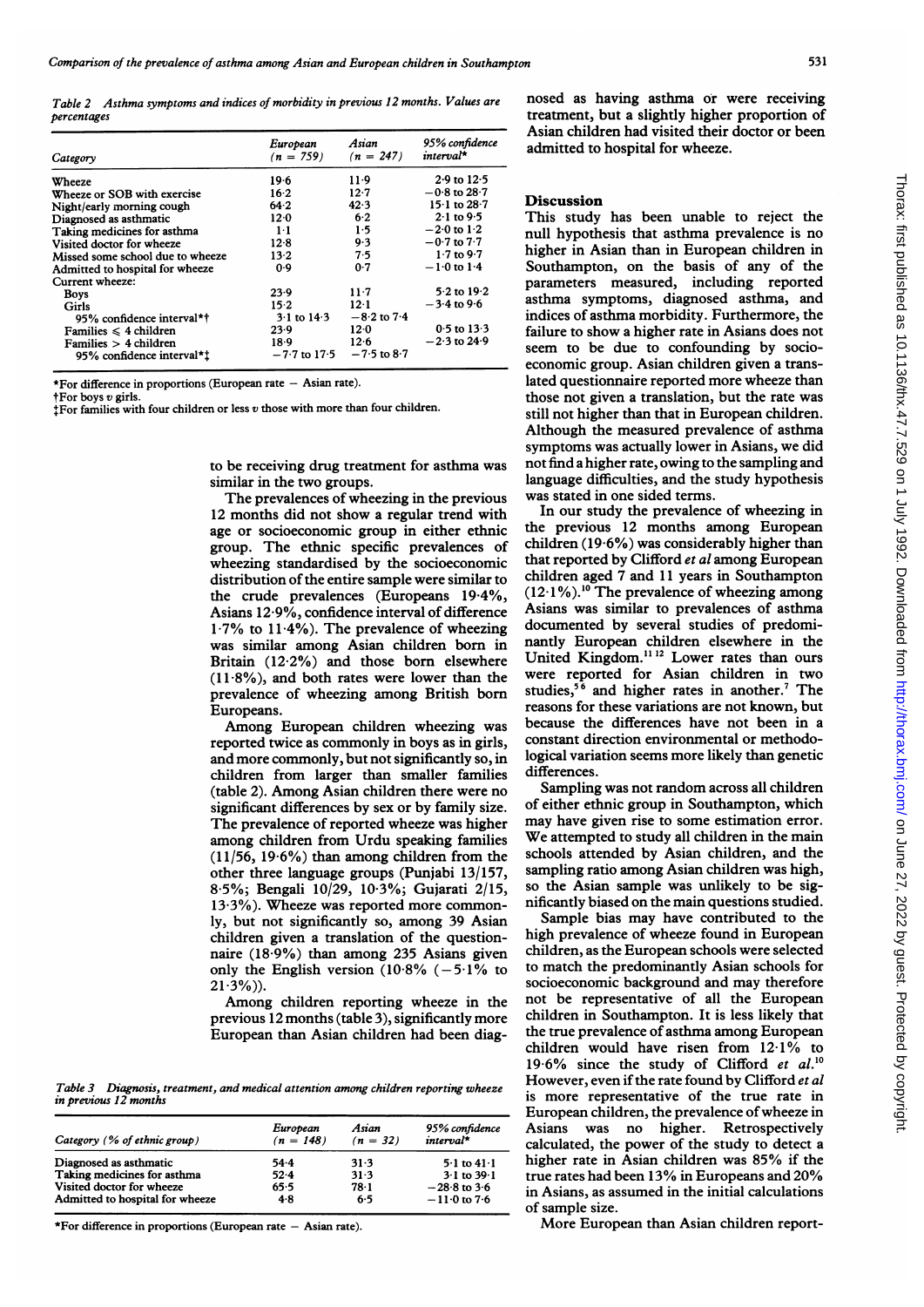*Table 2 Asthma symptoms and indices of morbidity in previous 12 months. Values are percentages*

| Category | European (n = 759) | Asian (n = 247) | 95% confidence interval* |
|---|---|---|---|
| Wheeze | 19·6 | 11·9 | 2·9 to 12·5 |
| Wheeze or SOB with exercise | 16·2 | 12·7 | −0·8 to 28·7 |
| Night/early morning cough | 64·2 | 42·3 | 15·1 to 28·7 |
| Diagnosed as asthmatic | 12·0 | 6·2 | 2·1 to 9·5 |
| Taking medicines for asthma | 1·1 | 1·5 | −2·0 to 1·2 |
| Visited doctor for wheeze | 12·8 | 9·3 | −0·7 to 7·7 |
| Missed some school due to wheeze | 13·2 | 7·5 | 1·7 to 9·7 |
| Admitted to hospital for wheeze | 0·9 | 0·7 | −1·0 to 1·4 |
| Current wheeze: | | | |
| Boys | 23·9 | 11·7 | 5·2 to 19·2 |
| Girls | 15·2 | 12·1 | −3·4 to 9·6 |
| 95% confidence interval*† | 3·1 to 14·3 | −8·2 to 7·4 | |
| Families ≤ 4 children | 23·9 | 12·0 | 0·5 to 13·3 |
| Families > 4 children | 18·9 | 12·6 | −2·3 to 24·9 |
| 95% confidence interval*‡ | −7·7 to 17·5 | −7·5 to 8·7 | |

\*For difference in proportions (European rate − Asian rate).
†For boys *v* girls.
‡For families with four children or less *v* those with more than four children.

to be receiving drug treatment for asthma was similar in the two groups.

The prevalences of wheezing in the previous 12 months did not show a regular trend with age or socioeconomic group in either ethnic group. The ethnic specific prevalences of wheezing standardised by the socioeconomic distribution of the entire sample were similar to the crude prevalences (Europeans 19·4%, Asians 12·9%, confidence interval of difference 1·7% to 11·4%). The prevalence of wheezing was similar among Asian children born in Britain (12·2%) and those born elsewhere (11·8%), and both rates were lower than the prevalence of wheezing among British born Europeans.

Among European children wheezing was reported twice as commonly in boys as in girls, and more commonly, but not significantly so, in children from larger than smaller families (table 2). Among Asian children there were no significant differences by sex or by family size. The prevalence of reported wheeze was higher among children from Urdu speaking families (11/56, 19·6%) than among children from the other three language groups (Punjabi 13/157, 8·5%; Bengali 10/29, 10·3%; Gujarati 2/15, 13·3%). Wheeze was reported more commonly, but not significantly, among 39 Asian children given a translation of the questionnaire (18·9%) than among 235 Asians given only the English version (10·8% (−5·1% to 21·3%)).

Among children reporting wheeze in the previous 12 months (table 3), significantly more European than Asian children had been diagnosed as having asthma or were receiving treatment, but a slightly higher proportion of Asian children had visited their doctor or been admitted to hospital for wheeze.

*Table 3 Diagnosis, treatment, and medical attention among children reporting wheeze in previous 12 months*

| Category (% of ethnic group) | European (n = 148) | Asian (n = 32) | 95% confidence interval* |
|---|---|---|---|
| Diagnosed as asthmatic | 54·4 | 31·3 | 5·1 to 41·1 |
| Taking medicines for asthma | 52·4 | 31·3 | 3·1 to 39·1 |
| Visited doctor for wheeze | 65·5 | 78·1 | −28·8 to 3·6 |
| Admitted to hospital for wheeze | 4·8 | 6·5 | −11·0 to 7·6 |

\*For difference in proportions (European rate − Asian rate).

## Discussion

This study has been unable to reject the null hypothesis that asthma prevalence is no higher in Asian than in European children in Southampton, on the basis of any of the parameters measured, including reported asthma symptoms, diagnosed asthma, and indices of asthma morbidity. Furthermore, the failure to show a higher rate in Asians does not seem to be due to confounding by socioeconomic group. Asian children given a translated questionnaire reported more wheeze than those not given a translation, but the rate was still not higher than that in European children. Although the measured prevalence of asthma symptoms was actually lower in Asians, we did not find a higher rate, owing to the sampling and language difficulties, and the study hypothesis was stated in one sided terms.

In our study the prevalence of wheezing in the previous 12 months among European children (19·6%) was considerably higher than that reported by Clifford *et al* among European children aged 7 and 11 years in Southampton (12·1%).[10] The prevalence of wheezing among Asians was similar to prevalences of asthma documented by several studies of predominantly European children elsewhere in the United Kingdom.[11,12] Lower rates than ours were reported for Asian children in two studies,[5,6] and higher rates in another.[7] The reasons for these variations are not known, but because the differences have not been in a constant direction environmental or methodological variation seems more likely than genetic differences.

Sampling was not random across all children of either ethnic group in Southampton, which may have given rise to some estimation error. We attempted to study all children in the main schools attended by Asian children, and the sampling ratio among Asian children was high, so the Asian sample was unlikely to be significantly biased on the main questions studied.

Sample bias may have contributed to the high prevalence of wheeze found in European children, as the European schools were selected to match the predominantly Asian schools for socioeconomic background and may therefore not be representative of all the European children in Southampton. It is less likely that the true prevalence of asthma among European children would have risen from 12·1% to 19·6% since the study of Clifford *et al*.[10] However, even if the rate found by Clifford *et al* is more representative of the true rate in European children, the prevalence of wheeze in Asians was no higher. Retrospectively calculated, the power of the study to detect a higher rate in Asian children was 85% if the true rates had been 13% in Europeans and 20% in Asians, as assumed in the initial calculations of sample size.

More European than Asian children report-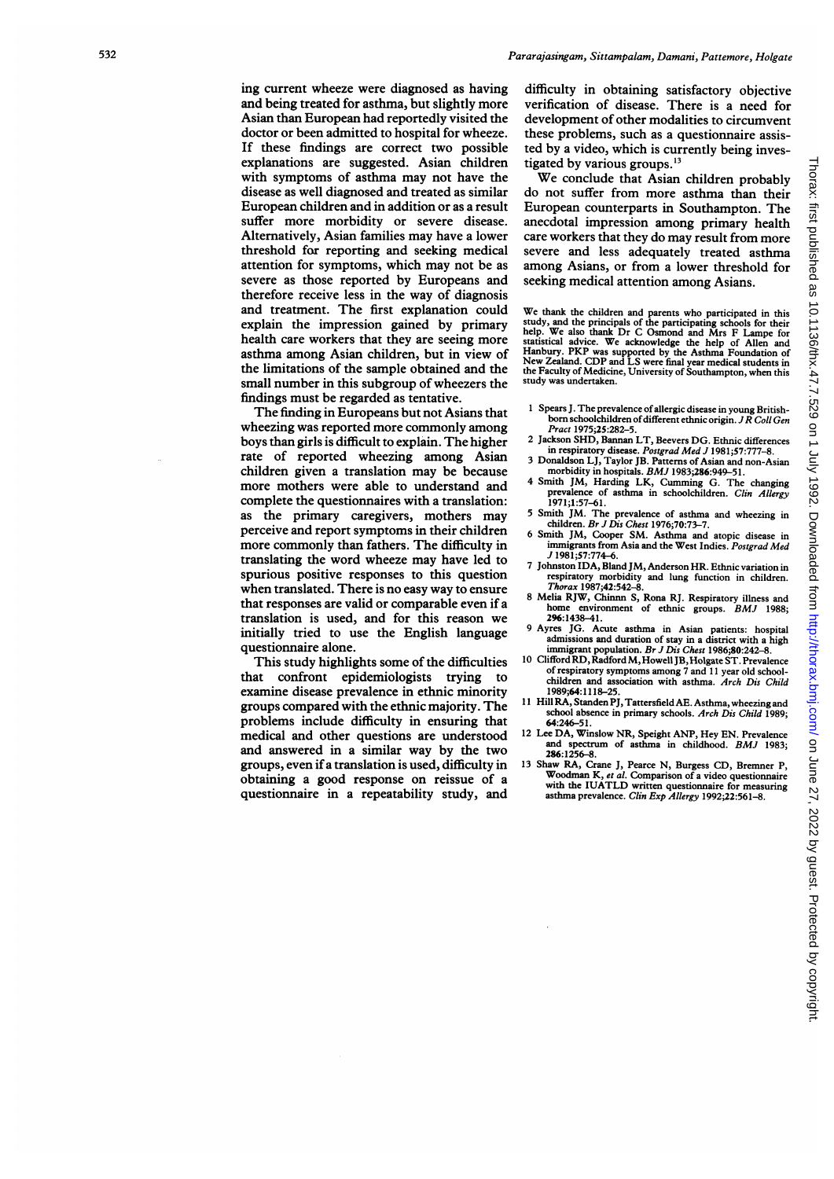ing current wheeze were diagnosed as having and being treated for asthma, but slightly more Asian than European had reportedly visited the doctor or been admitted to hospital for wheeze. If these findings are correct two possible explanations are suggested. Asian children with symptoms of asthma may not have the disease as well diagnosed and treated as similar European children and in addition or as a result suffer more morbidity or severe disease. Alternatively, Asian families may have a lower threshold for reporting and seeking medical attention for symptoms, which may not be as severe as those reported by Europeans and therefore receive less in the way of diagnosis and treatment. The first explanation could explain the impression gained by primary health care workers that they are seeing more asthma among Asian children, but in view of the limitations of the sample obtained and the small number in this subgroup of wheezers the findings must be regarded as tentative.

The finding in Europeans but not Asians that wheezing was reported more commonly among boys than girls is difficult to explain. The higher rate of reported wheezing among Asian children given a translation may be because more mothers were able to understand and complete the questionnaires with a translation: as the primary caregivers, mothers may perceive and report symptoms in their children more commonly than fathers. The difficulty in translating the word wheeze may have led to spurious positive responses to this question when translated. There is no easy way to ensure that responses are valid or comparable even if a translation is used, and for this reason we initially tried to use the English language questionnaire alone.

This study highlights some of the difficulties that confront epidemiologists trying to examine disease prevalence in ethnic minority groups compared with the ethnic majority. The problems include difficulty in ensuring that medical and other questions are understood and answered in a similar way by the two groups, even if a translation is used, difficulty in obtaining a good response on reissue of a questionnaire in a repeatability study, and difficulty in obtaining satisfactory objective verification of disease. There is a need for development of other modalities to circumvent these problems, such as a questionnaire assisted by a video, which is currently being investigated by various groups.[13]

We conclude that Asian children probably do not suffer from more asthma than their European counterparts in Southampton. The anecdotal impression among primary health care workers that they do may result from more severe and less adequately treated asthma among Asians, or from a lower threshold for seeking medical attention among Asians.

We thank the children and parents who participated in this study, and the principals of the participating schools for their help. We also thank Dr C Osmond and Mrs F Lampe for statistical advice. We acknowledge the help of Allen and Hanbury. PKP was supported by the Asthma Foundation of New Zealand. CDP and LS were final year medical students in the Faculty of Medicine, University of Southampton, when this study was undertaken.

1. Spears J. The prevalence of allergic disease in young British-born schoolchildren of different ethnic origin. *J R Coll Gen Pract* 1975;25:282–5.
2. Jackson SHD, Bannan LT, Beevers DG. Ethnic differences in respiratory disease. *Postgrad Med J* 1981;57:777–8.
3. Donaldson LJ, Taylor JB. Patterns of Asian and non-Asian morbidity in hospitals. *BMJ* 1983;286:949–51.
4. Smith JM, Harding LK, Cumming G. The changing prevalence of asthma in schoolchildren. *Clin Allergy* 1971;1:57–61.
5. Smith JM. The prevalence of asthma and wheezing in children. *Br J Dis Chest* 1976;70:73–7.
6. Smith JM, Cooper SM. Asthma and atopic disease in immigrants from Asia and the West Indies. *Postgrad Med J* 1981;57:774–6.
7. Johnston IDA, Bland JM, Anderson HR. Ethnic variation in respiratory morbidity and lung function in children. *Thorax* 1987;42:542–8.
8. Melia RJW, Chinnn S, Rona RJ. Respiratory illness and home environment of ethnic groups. *BMJ* 1988; 296:1438–41.
9. Ayres JG. Acute asthma in Asian patients: hospital admissions and duration of stay in a district with a high immigrant population. *Br J Dis Chest* 1986;80:242–8.
10. Clifford RD, Radford M, Howell JB, Holgate ST. Prevalence of respiratory symptoms among 7 and 11 year old schoolchildren and association with asthma. *Arch Dis Child* 1989;64:1118–25.
11. Hill RA, Standen PJ, Tattersfield AE. Asthma, wheezing and school absence in primary schools. *Arch Dis Child* 1989; 64:246–51.
12. Lee DA, Winslow NR, Speight ANP, Hey EN. Prevalence and spectrum of asthma in childhood. *BMJ* 1983; 286:1256–8.
13. Shaw RA, Crane J, Pearce N, Burgess CD, Bremner P, Woodman K, *et al*. Comparison of a video questionnaire with the IUATLD written questionnaire for measuring asthma prevalence. *Clin Exp Allergy* 1992;22:561–8.